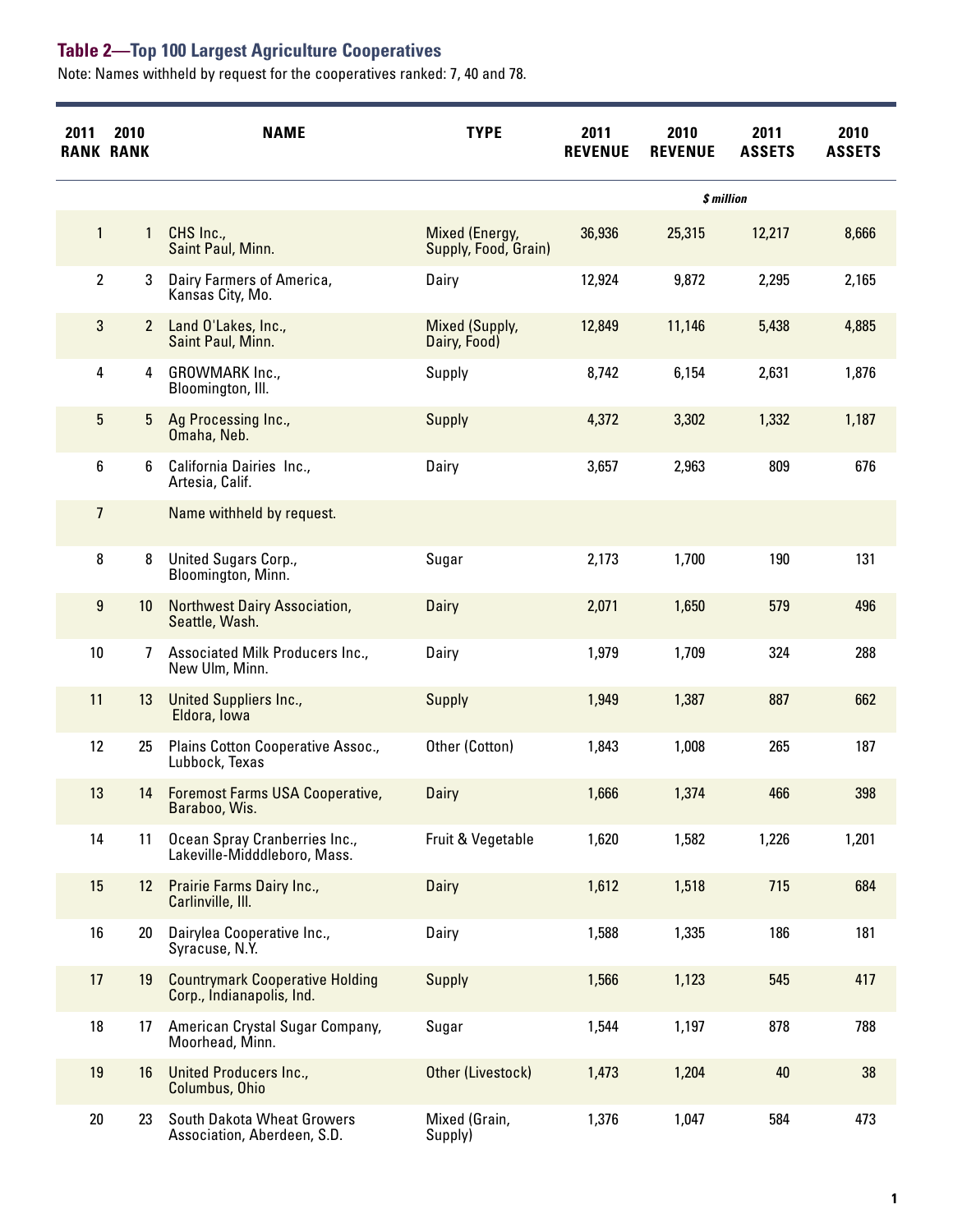## Table 2—Top 100 Largest Agriculture Cooperatives

Note: Names withheld by request for the cooperatives ranked: 7, 40 and 78.

| 2011 RANK | 2010 RANK | NAME | TYPE | 2011 REVENUE | 2010 REVENUE | 2011 ASSETS | 2010 ASSETS |
|---|---|---|---|---|---|---|---|
| | | | | *$ million* | | | |
| 1 | 1 | CHS Inc., Saint Paul, Minn. | Mixed (Energy, Supply, Food, Grain) | 36,936 | 25,315 | 12,217 | 8,666 |
| 2 | 3 | Dairy Farmers of America, Kansas City, Mo. | Dairy | 12,924 | 9,872 | 2,295 | 2,165 |
| 3 | 2 | Land O'Lakes, Inc., Saint Paul, Minn. | Mixed (Supply, Dairy, Food) | 12,849 | 11,146 | 5,438 | 4,885 |
| 4 | 4 | GROWMARK Inc., Bloomington, Ill. | Supply | 8,742 | 6,154 | 2,631 | 1,876 |
| 5 | 5 | Ag Processing Inc., Omaha, Neb. | Supply | 4,372 | 3,302 | 1,332 | 1,187 |
| 6 | 6 | California Dairies Inc., Artesia, Calif. | Dairy | 3,657 | 2,963 | 809 | 676 |
| 7 | | Name withheld by request. | | | | | |
| 8 | 8 | United Sugars Corp., Bloomington, Minn. | Sugar | 2,173 | 1,700 | 190 | 131 |
| 9 | 10 | Northwest Dairy Association, Seattle, Wash. | Dairy | 2,071 | 1,650 | 579 | 496 |
| 10 | 7 | Associated Milk Producers Inc., New Ulm, Minn. | Dairy | 1,979 | 1,709 | 324 | 288 |
| 11 | 13 | United Suppliers Inc., Eldora, Iowa | Supply | 1,949 | 1,387 | 887 | 662 |
| 12 | 25 | Plains Cotton Cooperative Assoc., Lubbock, Texas | Other (Cotton) | 1,843 | 1,008 | 265 | 187 |
| 13 | 14 | Foremost Farms USA Cooperative, Baraboo, Wis. | Dairy | 1,666 | 1,374 | 466 | 398 |
| 14 | 11 | Ocean Spray Cranberries Inc., Lakeville-Midddleboro, Mass. | Fruit & Vegetable | 1,620 | 1,582 | 1,226 | 1,201 |
| 15 | 12 | Prairie Farms Dairy Inc., Carlinville, Ill. | Dairy | 1,612 | 1,518 | 715 | 684 |
| 16 | 20 | Dairylea Cooperative Inc., Syracuse, N.Y. | Dairy | 1,588 | 1,335 | 186 | 181 |
| 17 | 19 | Countrymark Cooperative Holding Corp., Indianapolis, Ind. | Supply | 1,566 | 1,123 | 545 | 417 |
| 18 | 17 | American Crystal Sugar Company, Moorhead, Minn. | Sugar | 1,544 | 1,197 | 878 | 788 |
| 19 | 16 | United Producers Inc., Columbus, Ohio | Other (Livestock) | 1,473 | 1,204 | 40 | 38 |
| 20 | 23 | South Dakota Wheat Growers Association, Aberdeen, S.D. | Mixed (Grain, Supply) | 1,376 | 1,047 | 584 | 473 |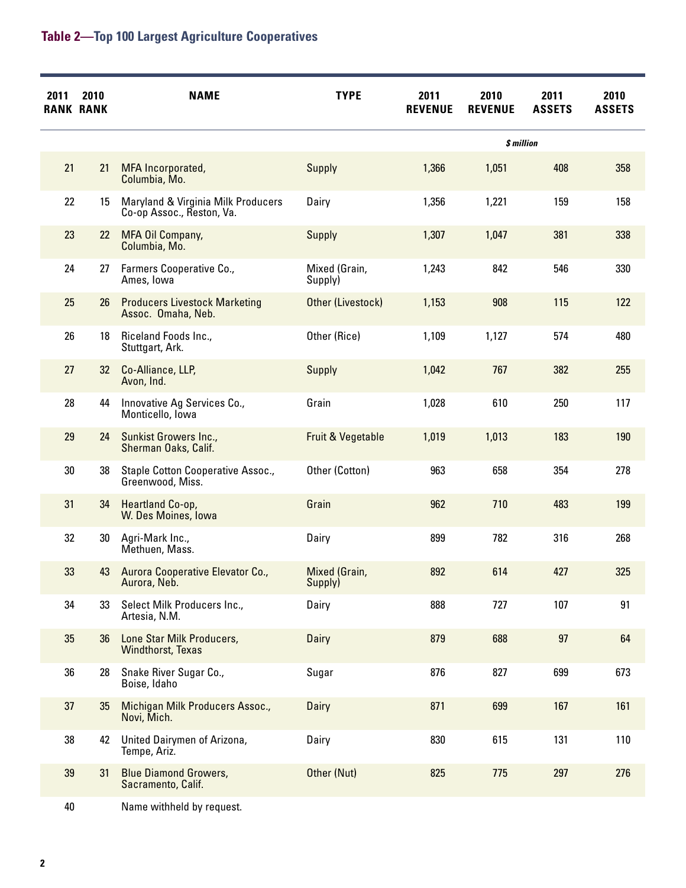## Table 2—Top 100 Largest Agriculture Cooperatives

| 2011 RANK | 2010 RANK | NAME | TYPE | 2011 REVENUE | 2010 REVENUE | 2011 ASSETS | 2010 ASSETS |
|---|---|---|---|---|---|---|---|
| | | | | *$ million* | | | |
| 21 | 21 | MFA Incorporated, Columbia, Mo. | Supply | 1,366 | 1,051 | 408 | 358 |
| 22 | 15 | Maryland & Virginia Milk Producers Co-op Assoc., Reston, Va. | Dairy | 1,356 | 1,221 | 159 | 158 |
| 23 | 22 | MFA Oil Company, Columbia, Mo. | Supply | 1,307 | 1,047 | 381 | 338 |
| 24 | 27 | Farmers Cooperative Co., Ames, Iowa | Mixed (Grain, Supply) | 1,243 | 842 | 546 | 330 |
| 25 | 26 | Producers Livestock Marketing Assoc. Omaha, Neb. | Other (Livestock) | 1,153 | 908 | 115 | 122 |
| 26 | 18 | Riceland Foods Inc., Stuttgart, Ark. | Other (Rice) | 1,109 | 1,127 | 574 | 480 |
| 27 | 32 | Co-Alliance, LLP, Avon, Ind. | Supply | 1,042 | 767 | 382 | 255 |
| 28 | 44 | Innovative Ag Services Co., Monticello, Iowa | Grain | 1,028 | 610 | 250 | 117 |
| 29 | 24 | Sunkist Growers Inc., Sherman Oaks, Calif. | Fruit & Vegetable | 1,019 | 1,013 | 183 | 190 |
| 30 | 38 | Staple Cotton Cooperative Assoc., Greenwood, Miss. | Other (Cotton) | 963 | 658 | 354 | 278 |
| 31 | 34 | Heartland Co-op, W. Des Moines, Iowa | Grain | 962 | 710 | 483 | 199 |
| 32 | 30 | Agri-Mark Inc., Methuen, Mass. | Dairy | 899 | 782 | 316 | 268 |
| 33 | 43 | Aurora Cooperative Elevator Co., Aurora, Neb. | Mixed (Grain, Supply) | 892 | 614 | 427 | 325 |
| 34 | 33 | Select Milk Producers Inc., Artesia, N.M. | Dairy | 888 | 727 | 107 | 91 |
| 35 | 36 | Lone Star Milk Producers, Windthorst, Texas | Dairy | 879 | 688 | 97 | 64 |
| 36 | 28 | Snake River Sugar Co., Boise, Idaho | Sugar | 876 | 827 | 699 | 673 |
| 37 | 35 | Michigan Milk Producers Assoc., Novi, Mich. | Dairy | 871 | 699 | 167 | 161 |
| 38 | 42 | United Dairymen of Arizona, Tempe, Ariz. | Dairy | 830 | 615 | 131 | 110 |
| 39 | 31 | Blue Diamond Growers, Sacramento, Calif. | Other (Nut) | 825 | 775 | 297 | 276 |
| 40 | | Name withheld by request. | | | | | |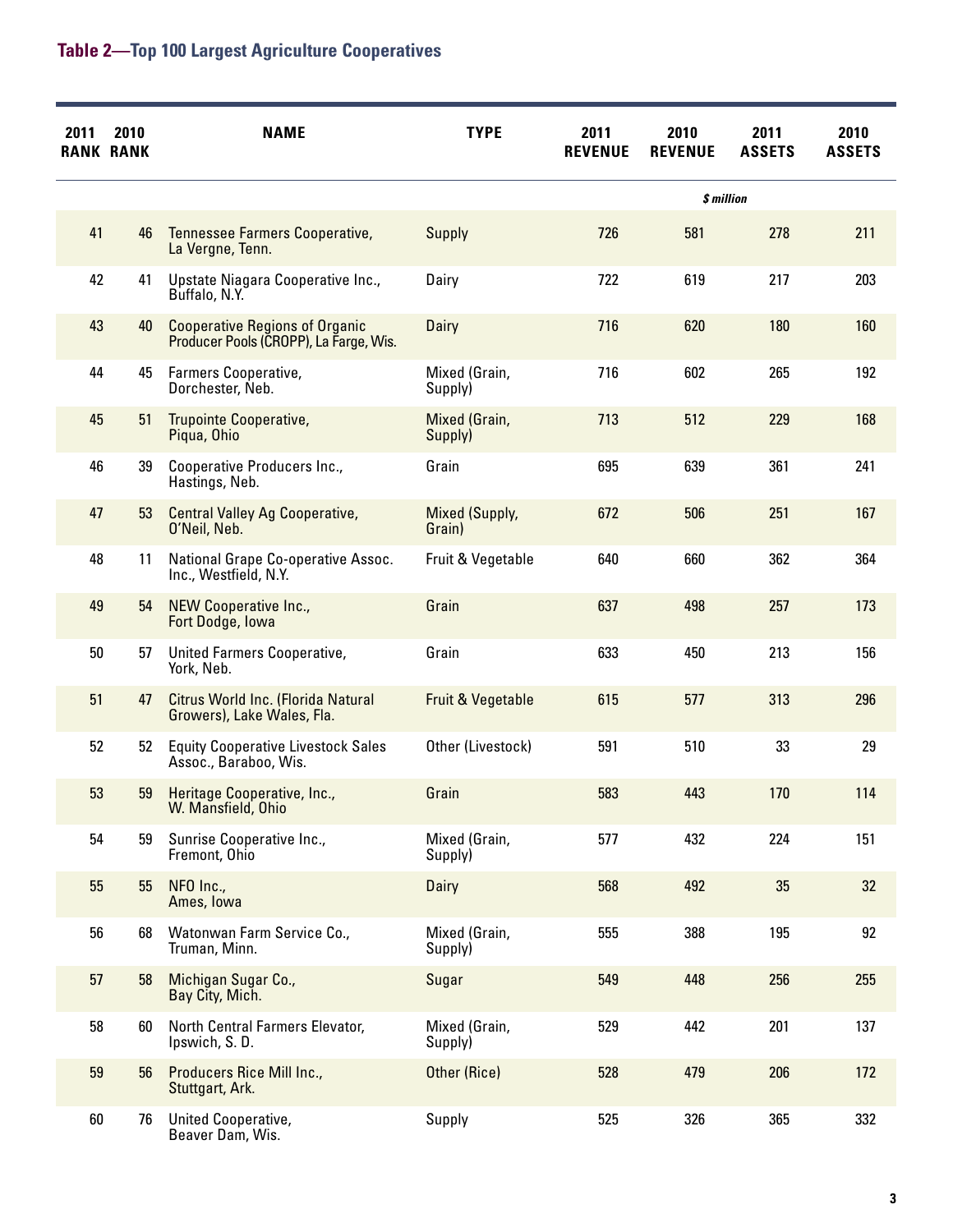### Table 2—Top 100 Largest Agriculture Cooperatives

| 2011 RANK | 2010 RANK | NAME | TYPE | 2011 REVENUE | 2010 REVENUE | 2011 ASSETS | 2010 ASSETS |
|---|---|---|---|---|---|---|---|
| | | | | $ million | | | |
| 41 | 46 | Tennessee Farmers Cooperative, La Vergne, Tenn. | Supply | 726 | 581 | 278 | 211 |
| 42 | 41 | Upstate Niagara Cooperative Inc., Buffalo, N.Y. | Dairy | 722 | 619 | 217 | 203 |
| 43 | 40 | Cooperative Regions of Organic Producer Pools (CROPP), La Farge, Wis. | Dairy | 716 | 620 | 180 | 160 |
| 44 | 45 | Farmers Cooperative, Dorchester, Neb. | Mixed (Grain, Supply) | 716 | 602 | 265 | 192 |
| 45 | 51 | Trupointe Cooperative, Piqua, Ohio | Mixed (Grain, Supply) | 713 | 512 | 229 | 168 |
| 46 | 39 | Cooperative Producers Inc., Hastings, Neb. | Grain | 695 | 639 | 361 | 241 |
| 47 | 53 | Central Valley Ag Cooperative, O'Neil, Neb. | Mixed (Supply, Grain) | 672 | 506 | 251 | 167 |
| 48 | 11 | National Grape Co-operative Assoc. Inc., Westfield, N.Y. | Fruit & Vegetable | 640 | 660 | 362 | 364 |
| 49 | 54 | NEW Cooperative Inc., Fort Dodge, Iowa | Grain | 637 | 498 | 257 | 173 |
| 50 | 57 | United Farmers Cooperative, York, Neb. | Grain | 633 | 450 | 213 | 156 |
| 51 | 47 | Citrus World Inc. (Florida Natural Growers), Lake Wales, Fla. | Fruit & Vegetable | 615 | 577 | 313 | 296 |
| 52 | 52 | Equity Cooperative Livestock Sales Assoc., Baraboo, Wis. | Other (Livestock) | 591 | 510 | 33 | 29 |
| 53 | 59 | Heritage Cooperative, Inc., W. Mansfield, Ohio | Grain | 583 | 443 | 170 | 114 |
| 54 | 59 | Sunrise Cooperative Inc., Fremont, Ohio | Mixed (Grain, Supply) | 577 | 432 | 224 | 151 |
| 55 | 55 | NFO Inc., Ames, Iowa | Dairy | 568 | 492 | 35 | 32 |
| 56 | 68 | Watonwan Farm Service Co., Truman, Minn. | Mixed (Grain, Supply) | 555 | 388 | 195 | 92 |
| 57 | 58 | Michigan Sugar Co., Bay City, Mich. | Sugar | 549 | 448 | 256 | 255 |
| 58 | 60 | North Central Farmers Elevator, Ipswich, S. D. | Mixed (Grain, Supply) | 529 | 442 | 201 | 137 |
| 59 | 56 | Producers Rice Mill Inc., Stuttgart, Ark. | Other (Rice) | 528 | 479 | 206 | 172 |
| 60 | 76 | United Cooperative, Beaver Dam, Wis. | Supply | 525 | 326 | 365 | 332 |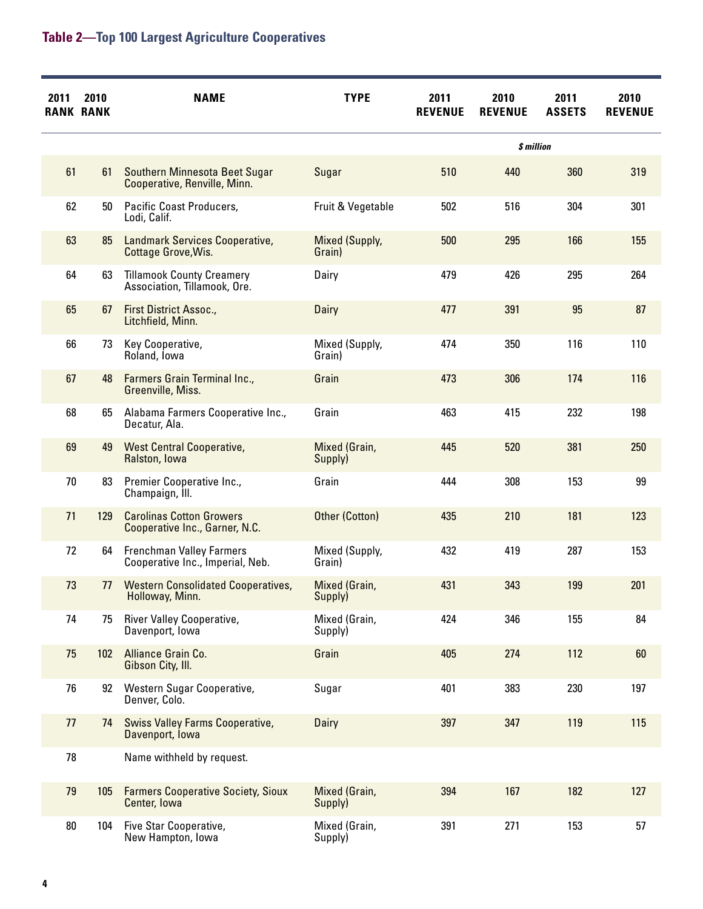## Table 2—Top 100 Largest Agriculture Cooperatives

| 2011 RANK | 2010 RANK | NAME | TYPE | 2011 REVENUE | 2010 REVENUE | 2011 ASSETS | 2010 REVENUE |
|---|---|---|---|---|---|---|---|
| | | | | *$ million* | | | |
| 61 | 61 | Southern Minnesota Beet Sugar Cooperative, Renville, Minn. | Sugar | 510 | 440 | 360 | 319 |
| 62 | 50 | Pacific Coast Producers, Lodi, Calif. | Fruit & Vegetable | 502 | 516 | 304 | 301 |
| 63 | 85 | Landmark Services Cooperative, Cottage Grove,Wis. | Mixed (Supply, Grain) | 500 | 295 | 166 | 155 |
| 64 | 63 | Tillamook County Creamery Association, Tillamook, Ore. | Dairy | 479 | 426 | 295 | 264 |
| 65 | 67 | First District Assoc., Litchfield, Minn. | Dairy | 477 | 391 | 95 | 87 |
| 66 | 73 | Key Cooperative, Roland, Iowa | Mixed (Supply, Grain) | 474 | 350 | 116 | 110 |
| 67 | 48 | Farmers Grain Terminal Inc., Greenville, Miss. | Grain | 473 | 306 | 174 | 116 |
| 68 | 65 | Alabama Farmers Cooperative Inc., Decatur, Ala. | Grain | 463 | 415 | 232 | 198 |
| 69 | 49 | West Central Cooperative, Ralston, Iowa | Mixed (Grain, Supply) | 445 | 520 | 381 | 250 |
| 70 | 83 | Premier Cooperative Inc., Champaign, Ill. | Grain | 444 | 308 | 153 | 99 |
| 71 | 129 | Carolinas Cotton Growers Cooperative Inc., Garner, N.C. | Other (Cotton) | 435 | 210 | 181 | 123 |
| 72 | 64 | Frenchman Valley Farmers Cooperative Inc., Imperial, Neb. | Mixed (Supply, Grain) | 432 | 419 | 287 | 153 |
| 73 | 77 | Western Consolidated Cooperatives, Holloway, Minn. | Mixed (Grain, Supply) | 431 | 343 | 199 | 201 |
| 74 | 75 | River Valley Cooperative, Davenport, Iowa | Mixed (Grain, Supply) | 424 | 346 | 155 | 84 |
| 75 | 102 | Alliance Grain Co. Gibson City, Ill. | Grain | 405 | 274 | 112 | 60 |
| 76 | 92 | Western Sugar Cooperative, Denver, Colo. | Sugar | 401 | 383 | 230 | 197 |
| 77 | 74 | Swiss Valley Farms Cooperative, Davenport, Iowa | Dairy | 397 | 347 | 119 | 115 |
| 78 | | Name withheld by request. | | | | | |
| 79 | 105 | Farmers Cooperative Society, Sioux Center, Iowa | Mixed (Grain, Supply) | 394 | 167 | 182 | 127 |
| 80 | 104 | Five Star Cooperative, New Hampton, Iowa | Mixed (Grain, Supply) | 391 | 271 | 153 | 57 |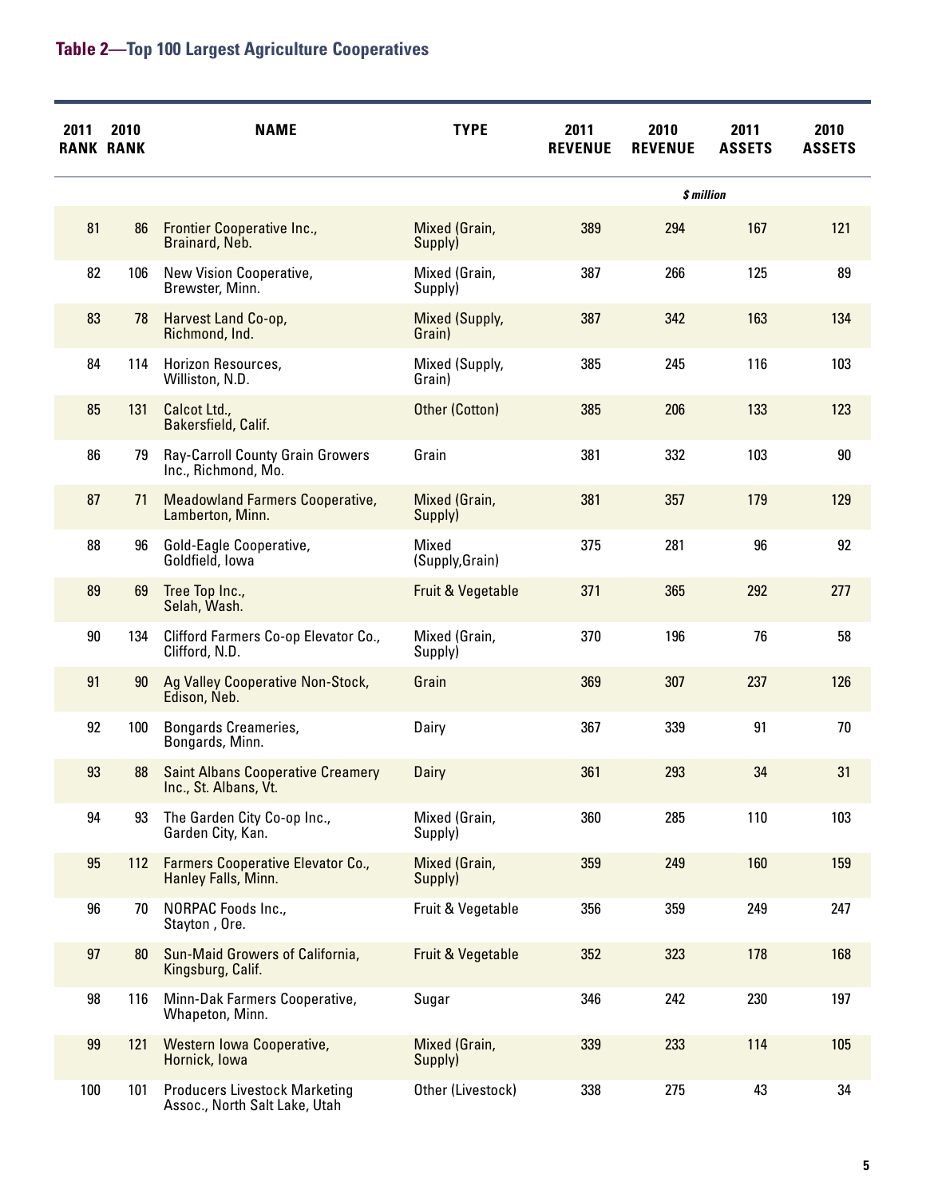## Table 2—Top 100 Largest Agriculture Cooperatives

| 2011 RANK | 2010 RANK | NAME | TYPE | 2011 REVENUE | 2010 REVENUE | 2011 ASSETS | 2010 ASSETS |
|---|---|---|---|---|---|---|---|
| | | | | *$ million* | | | |
| 81 | 86 | Frontier Cooperative Inc., Brainard, Neb. | Mixed (Grain, Supply) | 389 | 294 | 167 | 121 |
| 82 | 106 | New Vision Cooperative, Brewster, Minn. | Mixed (Grain, Supply) | 387 | 266 | 125 | 89 |
| 83 | 78 | Harvest Land Co-op, Richmond, Ind. | Mixed (Supply, Grain) | 387 | 342 | 163 | 134 |
| 84 | 114 | Horizon Resources, Williston, N.D. | Mixed (Supply, Grain) | 385 | 245 | 116 | 103 |
| 85 | 131 | Calcot Ltd., Bakersfield, Calif. | Other (Cotton) | 385 | 206 | 133 | 123 |
| 86 | 79 | Ray-Carroll County Grain Growers Inc., Richmond, Mo. | Grain | 381 | 332 | 103 | 90 |
| 87 | 71 | Meadowland Farmers Cooperative, Lamberton, Minn. | Mixed (Grain, Supply) | 381 | 357 | 179 | 129 |
| 88 | 96 | Gold-Eagle Cooperative, Goldfield, Iowa | Mixed (Supply,Grain) | 375 | 281 | 96 | 92 |
| 89 | 69 | Tree Top Inc., Selah, Wash. | Fruit & Vegetable | 371 | 365 | 292 | 277 |
| 90 | 134 | Clifford Farmers Co-op Elevator Co., Clifford, N.D. | Mixed (Grain, Supply) | 370 | 196 | 76 | 58 |
| 91 | 90 | Ag Valley Cooperative Non-Stock, Edison, Neb. | Grain | 369 | 307 | 237 | 126 |
| 92 | 100 | Bongards Creameries, Bongards, Minn. | Dairy | 367 | 339 | 91 | 70 |
| 93 | 88 | Saint Albans Cooperative Creamery Inc., St. Albans, Vt. | Dairy | 361 | 293 | 34 | 31 |
| 94 | 93 | The Garden City Co-op Inc., Garden City, Kan. | Mixed (Grain, Supply) | 360 | 285 | 110 | 103 |
| 95 | 112 | Farmers Cooperative Elevator Co., Hanley Falls, Minn. | Mixed (Grain, Supply) | 359 | 249 | 160 | 159 |
| 96 | 70 | NORPAC Foods Inc., Stayton , Ore. | Fruit & Vegetable | 356 | 359 | 249 | 247 |
| 97 | 80 | Sun-Maid Growers of California, Kingsburg, Calif. | Fruit & Vegetable | 352 | 323 | 178 | 168 |
| 98 | 116 | Minn-Dak Farmers Cooperative, Whapeton, Minn. | Sugar | 346 | 242 | 230 | 197 |
| 99 | 121 | Western Iowa Cooperative, Hornick, Iowa | Mixed (Grain, Supply) | 339 | 233 | 114 | 105 |
| 100 | 101 | Producers Livestock Marketing Assoc., North Salt Lake, Utah | Other (Livestock) | 338 | 275 | 43 | 34 |